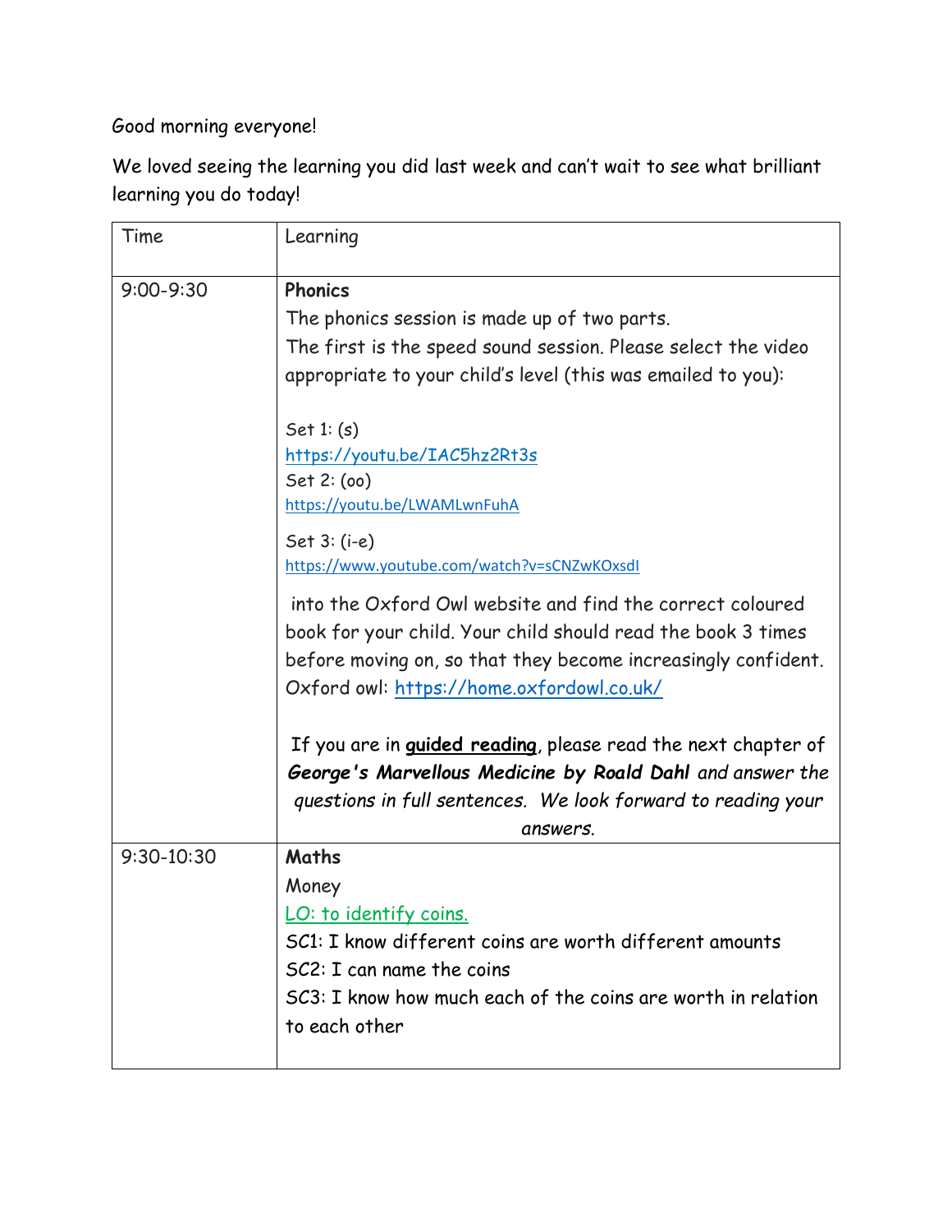Good morning everyone!

We loved seeing the learning you did last week and can't wait to see what brilliant learning you do today!

| Time | Learning |
|---|---|
| 9:00-9:30 | **Phonics**<br>The phonics session is made up of two parts.<br>The first is the speed sound session. Please select the video appropriate to your child's level (this was emailed to you):<br><br>Set 1: (s)<br>https://youtu.be/IAC5hz2Rt3s<br>Set 2: (oo)<br>https://youtu.be/LWAMLwnFuhA<br>Set 3: (i-e)<br>https://www.youtube.com/watch?v=sCNZwKOxsdI<br><br>into the Oxford Owl website and find the correct coloured book for your child. Your child should read the book 3 times before moving on, so that they become increasingly confident.<br>Oxford owl: https://home.oxfordowl.co.uk/<br><br>If you are in **guided reading**, please read the next chapter of ***George's Marvellous Medicine by Roald Dahl*** *and answer the questions in full sentences. We look forward to reading your answers.* |
| 9:30-10:30 | **Maths**<br>Money<br>LO: to identify coins.<br>SC1: I know different coins are worth different amounts<br>SC2: I can name the coins<br>SC3: I know how much each of the coins are worth in relation to each other |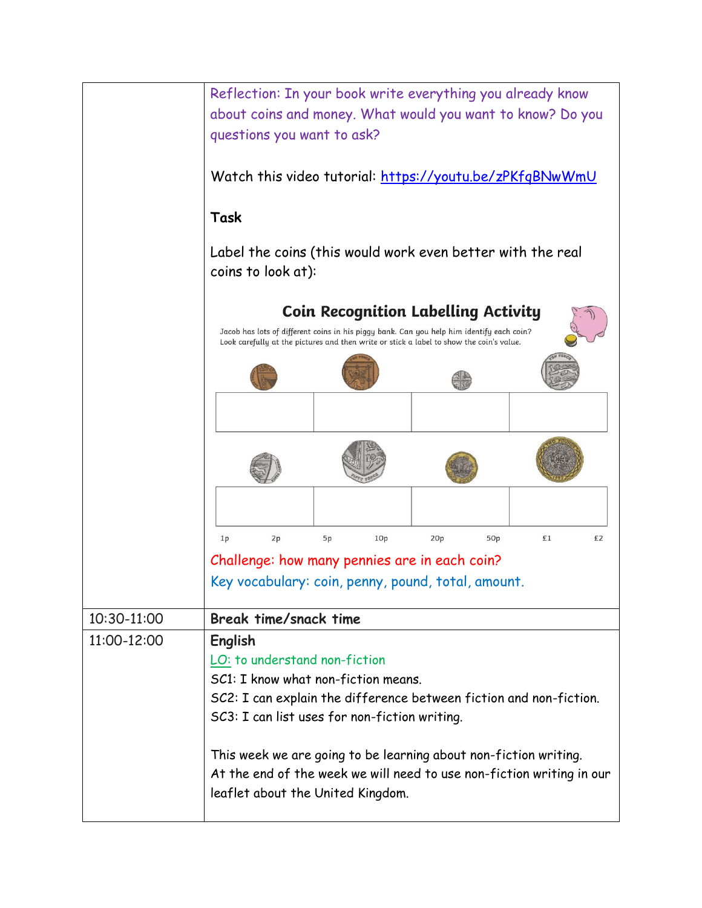| | |
|---|---|
| | Reflection: In your book write everything you already know about coins and money. What would you want to know? Do you questions you want to ask?<br><br>Watch this video tutorial: https://youtu.be/zPKfqBNwWmU<br><br>**Task**<br><br>Label the coins (this would work even better with the real coins to look at):<br><br>**Coin Recognition Labelling Activity**<br>Jacob has lots of different coins in his piggy bank. Can you help him identify each coin? Look carefully at the pictures and then write or stick a label to show the coin's value.<br><br>1p 2p 5p 10p 20p 50p £1 £2<br><br>Challenge: how many pennies are in each coin?<br>Key vocabulary: coin, penny, pound, total, amount. |
| 10:30-11:00 | **Break time/snack time** |
| 11:00-12:00 | **English**<br>LO: to understand non-fiction<br>SC1: I know what non-fiction means.<br>SC2: I can explain the difference between fiction and non-fiction.<br>SC3: I can list uses for non-fiction writing.<br><br>This week we are going to be learning about non-fiction writing. At the end of the week we will need to use non-fiction writing in our leaflet about the United Kingdom. |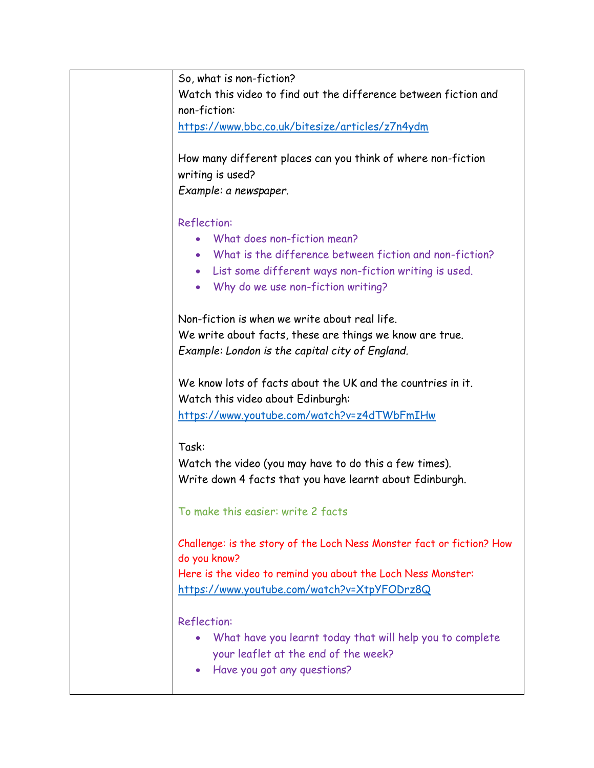So, what is non-fiction?
Watch this video to find out the difference between fiction and non-fiction:
https://www.bbc.co.uk/bitesize/articles/z7n4ydm

How many different places can you think of where non-fiction writing is used?
*Example: a newspaper.*

Reflection:

- What does non-fiction mean?
- What is the difference between fiction and non-fiction?
- List some different ways non-fiction writing is used.
- Why do we use non-fiction writing?

Non-fiction is when we write about real life.
We write about facts, these are things we know are true.
*Example: London is the capital city of England.*

We know lots of facts about the UK and the countries in it.
Watch this video about Edinburgh:
https://www.youtube.com/watch?v=z4dTWbFmIHw

Task:
Watch the video (you may have to do this a few times).
Write down 4 facts that you have learnt about Edinburgh.

To make this easier: write 2 facts

Challenge: is the story of the Loch Ness Monster fact or fiction? How do you know?
Here is the video to remind you about the Loch Ness Monster:
https://www.youtube.com/watch?v=XtpYFODrz8Q

Reflection:

- What have you learnt today that will help you to complete your leaflet at the end of the week?
- Have you got any questions?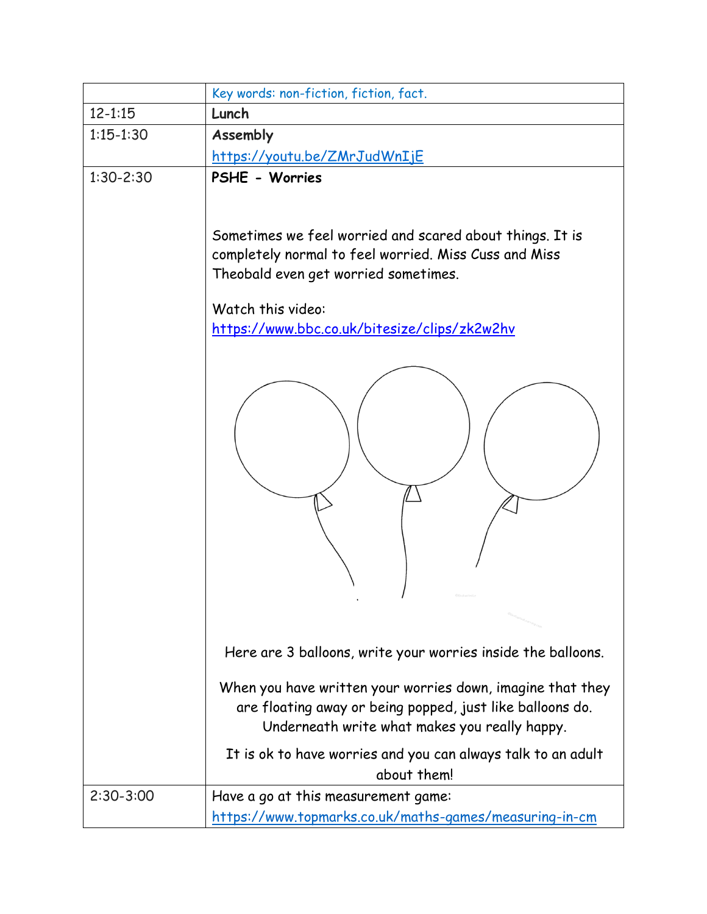| | Key words: non-fiction, fiction, fact. |
|---|---|
| 12-1:15 | **Lunch** |
| 1:15-1:30 | **Assembly** https://youtu.be/ZMrJudWnIjE |
| 1:30-2:30 | **PSHE - Worries** <br><br> Sometimes we feel worried and scared about things. It is completely normal to feel worried. Miss Cuss and Miss Theobald even get worried sometimes. <br><br> Watch this video: https://www.bbc.co.uk/bitesize/clips/zk2w2hv <br><br> Here are 3 balloons, write your worries inside the balloons. <br><br> When you have written your worries down, imagine that they are floating away or being popped, just like balloons do. Underneath write what makes you really happy. <br><br> It is ok to have worries and you can always talk to an adult about them! |
| 2:30-3:00 | Have a go at this measurement game: https://www.topmarks.co.uk/maths-games/measuring-in-cm |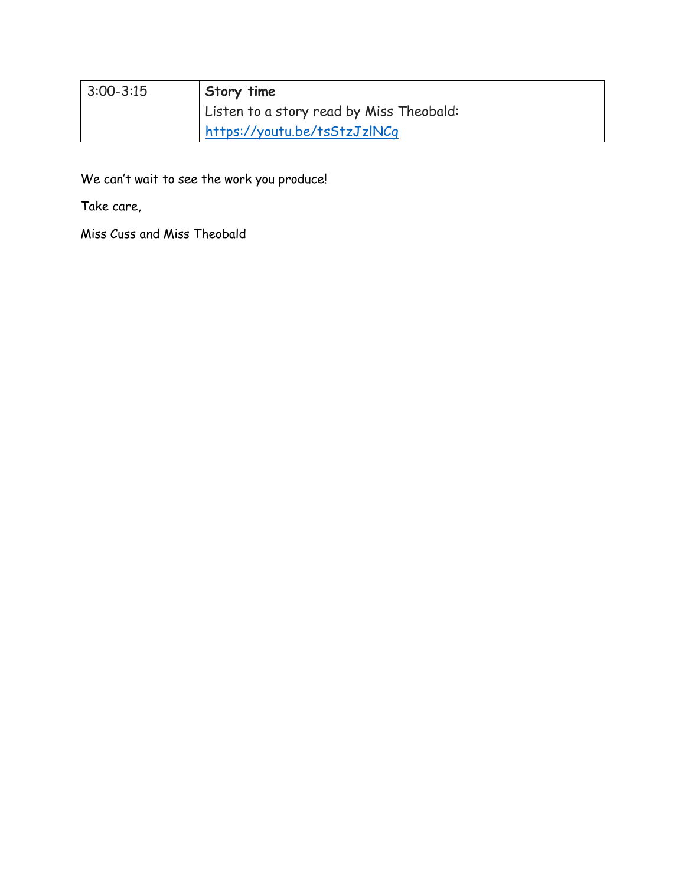| | |
|---|---|
| 3:00-3:15 | **Story time**<br>Listen to a story read by Miss Theobald:<br>https://youtu.be/tsStzJzlNCg |

We can't wait to see the work you produce!

Take care,

Miss Cuss and Miss Theobald